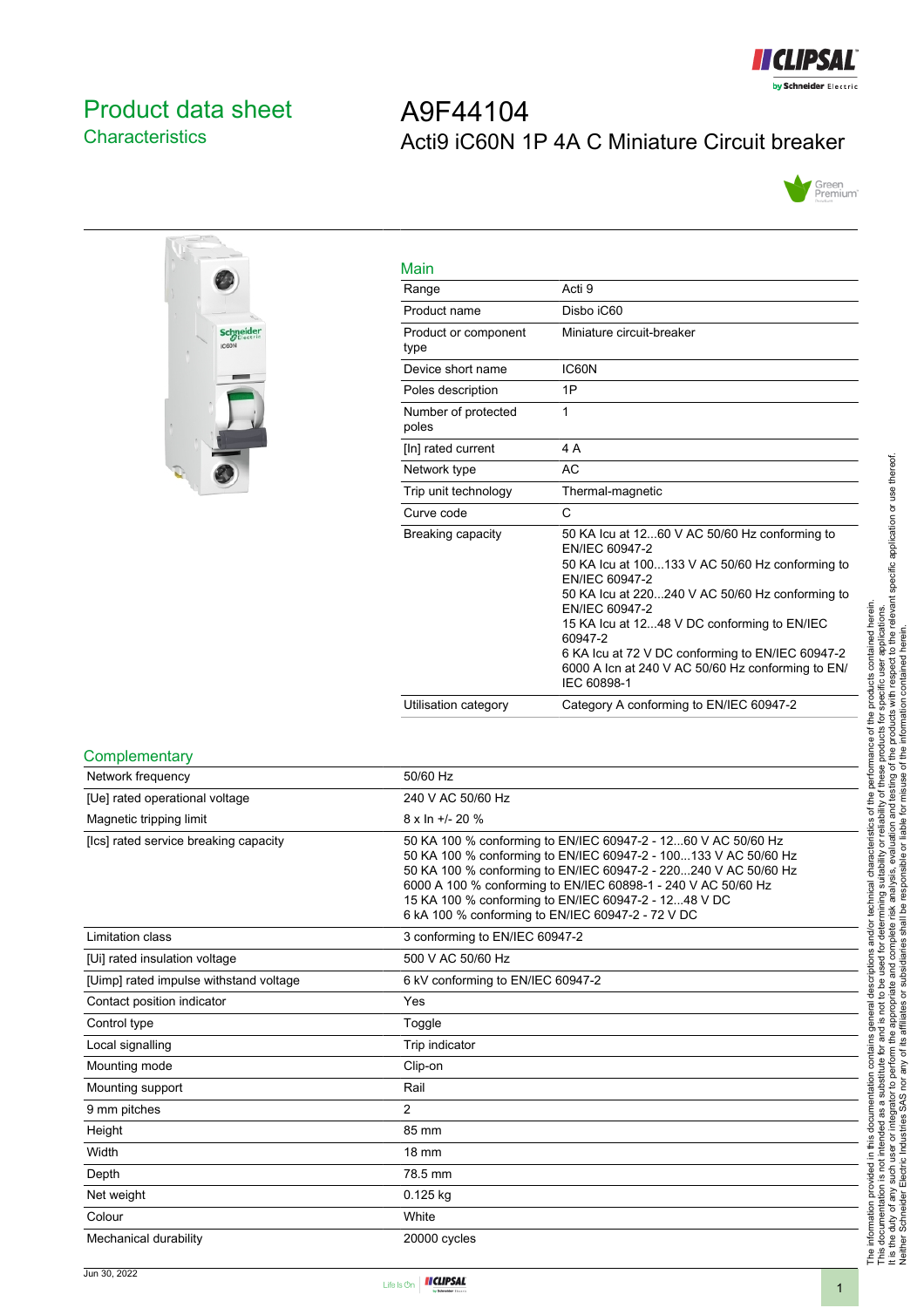# Product data sheet

## Characteristics

# A9F44104

## Acti9 iC60N 1P 4A C Miniature Circuit breaker

### Main

| | |
|---|---|
| Range | Acti 9 |
| Product name | Disbo iC60 |
| Product or component type | Miniature circuit-breaker |
| Device short name | IC60N |
| Poles description | 1P |
| Number of protected poles | 1 |
| [In] rated current | 4 A |
| Network type | AC |
| Trip unit technology | Thermal-magnetic |
| Curve code | C |
| Breaking capacity | 50 KA Icu at 12...60 V AC 50/60 Hz conforming to EN/IEC 60947-2<br>50 KA Icu at 100...133 V AC 50/60 Hz conforming to EN/IEC 60947-2<br>50 KA Icu at 220...240 V AC 50/60 Hz conforming to EN/IEC 60947-2<br>15 KA Icu at 12...48 V DC conforming to EN/IEC 60947-2<br>6 KA Icu at 72 V DC conforming to EN/IEC 60947-2<br>6000 A Icn at 240 V AC 50/60 Hz conforming to EN/IEC 60898-1 |
| Utilisation category | Category A conforming to EN/IEC 60947-2 |

### Complementary

| | |
|---|---|
| Network frequency | 50/60 Hz |
| [Ue] rated operational voltage | 240 V AC 50/60 Hz |
| Magnetic tripping limit | 8 x In +/- 20 % |
| [Ics] rated service breaking capacity | 50 KA 100 % conforming to EN/IEC 60947-2 - 12...60 V AC 50/60 Hz<br>50 KA 100 % conforming to EN/IEC 60947-2 - 100...133 V AC 50/60 Hz<br>50 KA 100 % conforming to EN/IEC 60947-2 - 220...240 V AC 50/60 Hz<br>6000 A 100 % conforming to EN/IEC 60898-1 - 240 V AC 50/60 Hz<br>15 KA 100 % conforming to EN/IEC 60947-2 - 12...48 V DC<br>6 kA 100 % conforming to EN/IEC 60947-2 - 72 V DC |
| Limitation class | 3 conforming to EN/IEC 60947-2 |
| [Ui] rated insulation voltage | 500 V AC 50/60 Hz |
| [Uimp] rated impulse withstand voltage | 6 kV conforming to EN/IEC 60947-2 |
| Contact position indicator | Yes |
| Control type | Toggle |
| Local signalling | Trip indicator |
| Mounting mode | Clip-on |
| Mounting support | Rail |
| 9 mm pitches | 2 |
| Height | 85 mm |
| Width | 18 mm |
| Depth | 78.5 mm |
| Net weight | 0.125 kg |
| Colour | White |
| Mechanical durability | 20000 cycles |

The information provided in this documentation contains general descriptions and/or technical characteristics of the performance of the products contained herein.
This documentation is not intended as a substitute for and is not to be used for determining suitability or reliability of these products for specific user applications.
It is the duty of any such user or integrator to perform the appropriate and complete risk analysis, evaluation and testing of the products with respect to the relevant specific application or use thereof.
Neither Schneider Electric Industries SAS nor any of its affiliates or subsidiaries shall be responsible or liable for misuse of the information contained herein.

Jun 30, 2022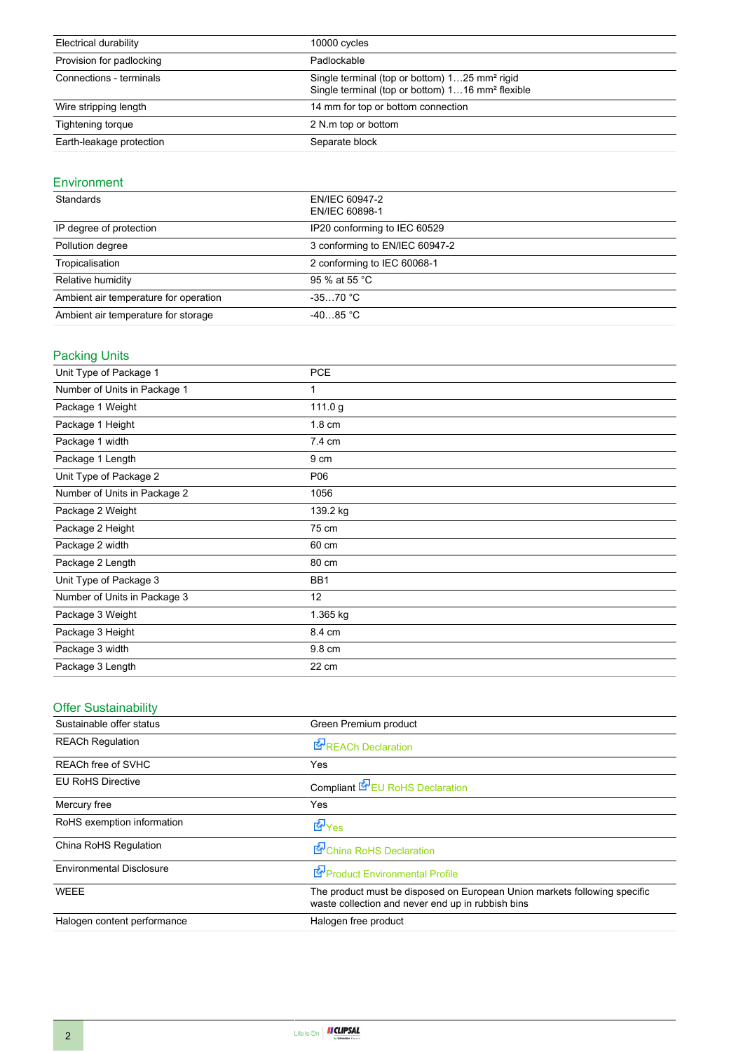| | |
|---|---|
| Electrical durability | 10000 cycles |
| Provision for padlocking | Padlockable |
| Connections - terminals | Single terminal (top or bottom) 1…25 mm² rigid<br>Single terminal (top or bottom) 1…16 mm² flexible |
| Wire stripping length | 14 mm for top or bottom connection |
| Tightening torque | 2 N.m top or bottom |
| Earth-leakage protection | Separate block |

## Environment

| | |
|---|---|
| Standards | EN/IEC 60947-2<br>EN/IEC 60898-1 |
| IP degree of protection | IP20 conforming to IEC 60529 |
| Pollution degree | 3 conforming to EN/IEC 60947-2 |
| Tropicalisation | 2 conforming to IEC 60068-1 |
| Relative humidity | 95 % at 55 °C |
| Ambient air temperature for operation | -35…70 °C |
| Ambient air temperature for storage | -40…85 °C |

## Packing Units

| | |
|---|---|
| Unit Type of Package 1 | PCE |
| Number of Units in Package 1 | 1 |
| Package 1 Weight | 111.0 g |
| Package 1 Height | 1.8 cm |
| Package 1 width | 7.4 cm |
| Package 1 Length | 9 cm |
| Unit Type of Package 2 | P06 |
| Number of Units in Package 2 | 1056 |
| Package 2 Weight | 139.2 kg |
| Package 2 Height | 75 cm |
| Package 2 width | 60 cm |
| Package 2 Length | 80 cm |
| Unit Type of Package 3 | BB1 |
| Number of Units in Package 3 | 12 |
| Package 3 Weight | 1.365 kg |
| Package 3 Height | 8.4 cm |
| Package 3 width | 9.8 cm |
| Package 3 Length | 22 cm |

## Offer Sustainability

| | |
|---|---|
| Sustainable offer status | Green Premium product |
| REACh Regulation | REACh Declaration |
| REACh free of SVHC | Yes |
| EU RoHS Directive | Compliant EU RoHS Declaration |
| Mercury free | Yes |
| RoHS exemption information | Yes |
| China RoHS Regulation | China RoHS Declaration |
| Environmental Disclosure | Product Environmental Profile |
| WEEE | The product must be disposed on European Union markets following specific waste collection and never end up in rubbish bins |
| Halogen content performance | Halogen free product |